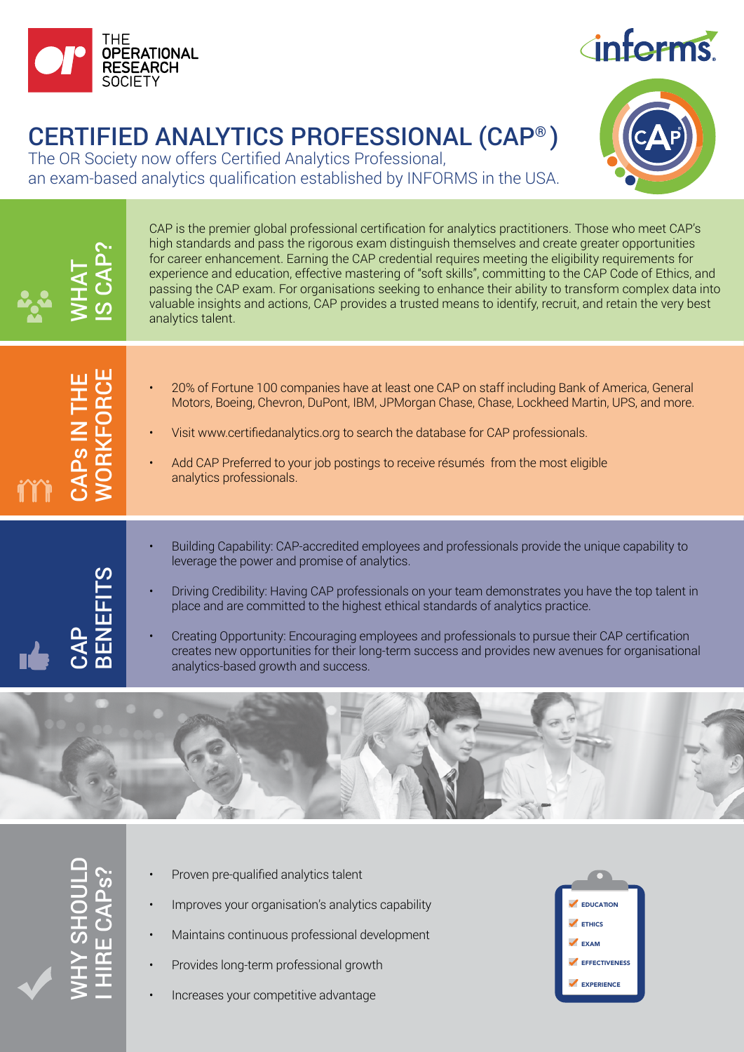THE OPERATIONAL RESEARCH SOCIETY

informs.

# CERTIFIED ANALYTICS PROFESSIONAL (CAP®)

The OR Society now offers Certified Analytics Professional, an exam-based analytics qualification established by INFORMS in the USA.

## WHAT IS CAP?

CAP is the premier global professional certification for analytics practitioners. Those who meet CAP's high standards and pass the rigorous exam distinguish themselves and create greater opportunities for career enhancement. Earning the CAP credential requires meeting the eligibility requirements for experience and education, effective mastering of "soft skills", committing to the CAP Code of Ethics, and passing the CAP exam. For organisations seeking to enhance their ability to transform complex data into valuable insights and actions, CAP provides a trusted means to identify, recruit, and retain the very best analytics talent.

## CAPs IN THE WORKFORCE

- 20% of Fortune 100 companies have at least one CAP on staff including Bank of America, General Motors, Boeing, Chevron, DuPont, IBM, JPMorgan Chase, Chase, Lockheed Martin, UPS, and more.
- Visit www.certifiedanalytics.org to search the database for CAP professionals.
- Add CAP Preferred to your job postings to receive résumés from the most eligible analytics professionals.

## CAP BENEFITS

- Building Capability: CAP-accredited employees and professionals provide the unique capability to leverage the power and promise of analytics.
- Driving Credibility: Having CAP professionals on your team demonstrates you have the top talent in place and are committed to the highest ethical standards of analytics practice.
- Creating Opportunity: Encouraging employees and professionals to pursue their CAP certification creates new opportunities for their long-term success and provides new avenues for organisational analytics-based growth and success.

## WHY SHOULD I HIRE CAPs?

- Proven pre-qualified analytics talent
- Improves your organisation's analytics capability
- Maintains continuous professional development
- Provides long-term professional growth
- Increases your competitive advantage

- EDUCATION
- ETHICS
- EXAM
- EFFECTIVENESS
- EXPERIENCE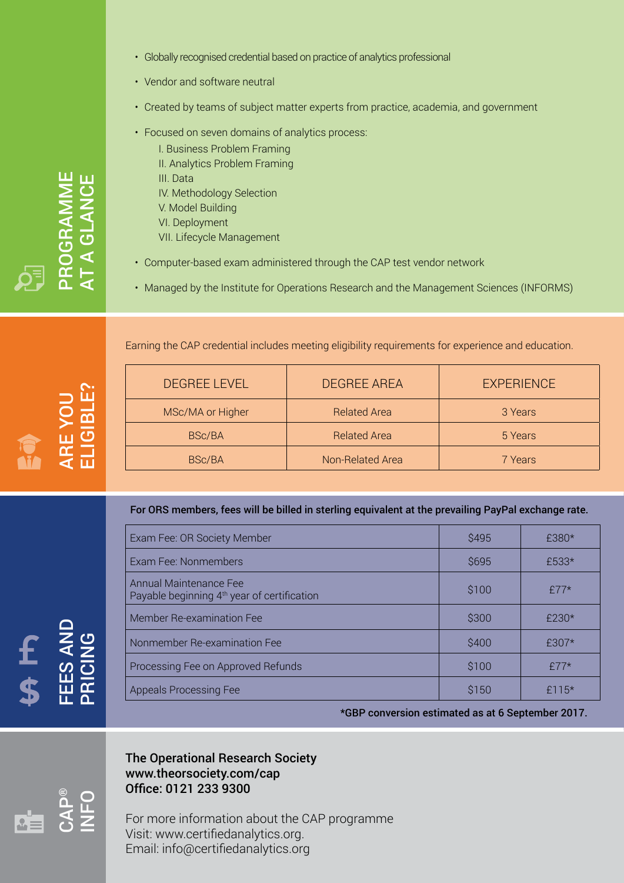## PROGRAMME AT A GLANCE

- Globally recognised credential based on practice of analytics professional
- Vendor and software neutral
- Created by teams of subject matter experts from practice, academia, and government
- Focused on seven domains of analytics process:
  - I. Business Problem Framing
  - II. Analytics Problem Framing
  - III. Data
  - IV. Methodology Selection
  - V. Model Building
  - VI. Deployment
  - VII. Lifecycle Management
- Computer-based exam administered through the CAP test vendor network
- Managed by the Institute for Operations Research and the Management Sciences (INFORMS)

## ARE YOU ELIGIBLE?

Earning the CAP credential includes meeting eligibility requirements for experience and education.

| DEGREE LEVEL | DEGREE AREA | EXPERIENCE |
|---|---|---|
| MSc/MA or Higher | Related Area | 3 Years |
| BSc/BA | Related Area | 5 Years |
| BSc/BA | Non-Related Area | 7 Years |

## FEES AND PRICING

**For ORS members, fees will be billed in sterling equivalent at the prevailing PayPal exchange rate.**

| | | |
|---|---|---|
| Exam Fee: OR Society Member | $495 | £380* |
| Exam Fee: Nonmembers | $695 | £533* |
| Annual Maintenance Fee<br>Payable beginning 4th year of certification | $100 | £77* |
| Member Re-examination Fee | $300 | £230* |
| Nonmember Re-examination Fee | $400 | £307* |
| Processing Fee on Approved Refunds | $100 | £77* |
| Appeals Processing Fee | $150 | £115* |

**\*GBP conversion estimated as at 6 September 2017.**

## CAP® INFO

**The Operational Research Society**
**www.theorsociety.com/cap**
**Office: 0121 233 9300**

For more information about the CAP programme
Visit: www.certifiedanalytics.org.
Email: info@certifiedanalytics.org